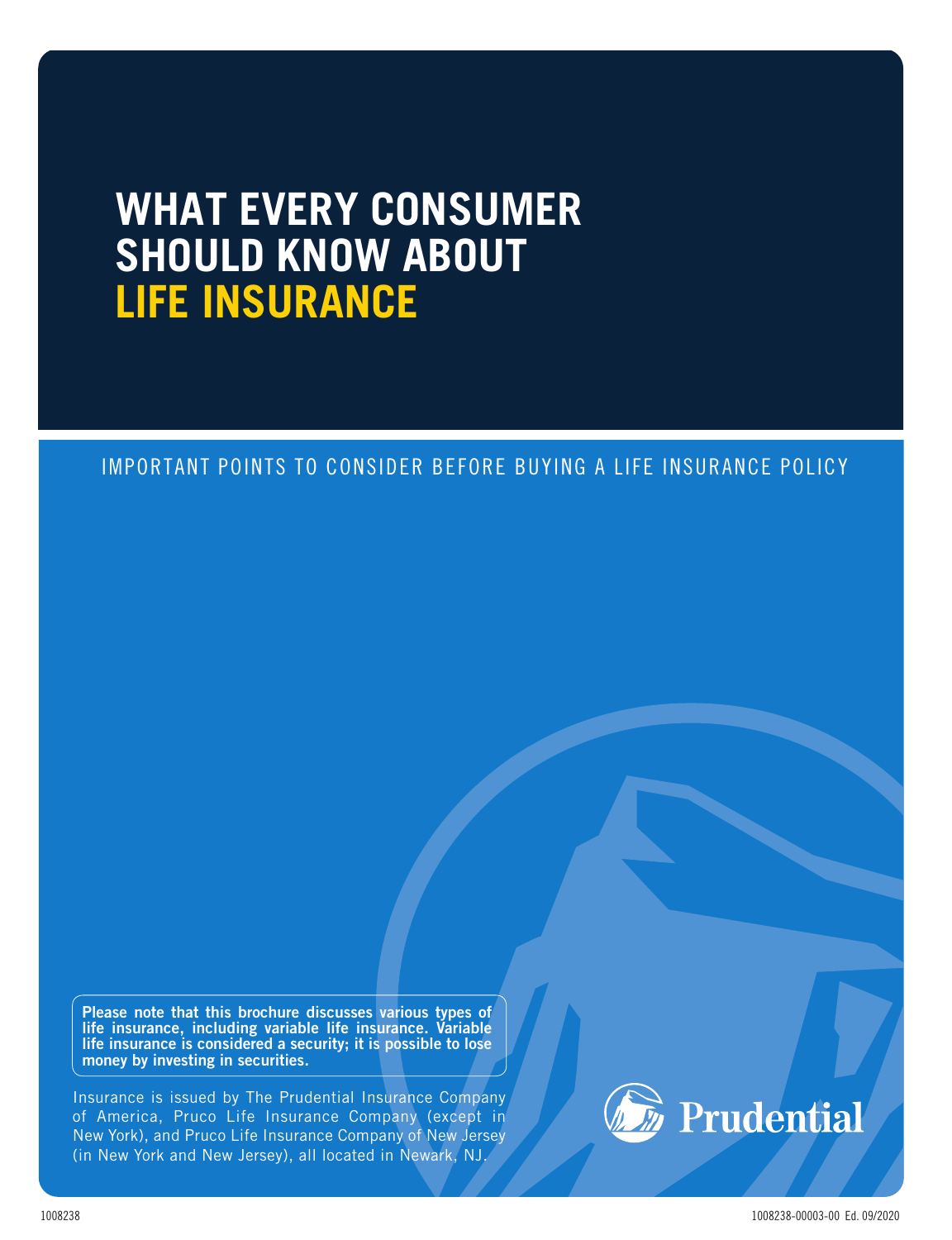# WHAT EVERY CONSUMER SHOULD KNOW ABOUT LIFE INSURANCE

IMPORTANT POINTS TO CONSIDER BEFORE BUYING A LIFE INSURANCE POLICY

**Please note that this brochure discusses various types of life insurance, including variable life insurance. Variable life insurance is considered a security; it is possible to lose money by investing in securities.**

Insurance is issued by The Prudential Insurance Company of America, Pruco Life Insurance Company (except in New York), and Pruco Life Insurance Company of New Jersey (in New York and New Jersey), all located in Newark, NJ.

Prudential

1008238

1008238-00003-00 Ed. 09/2020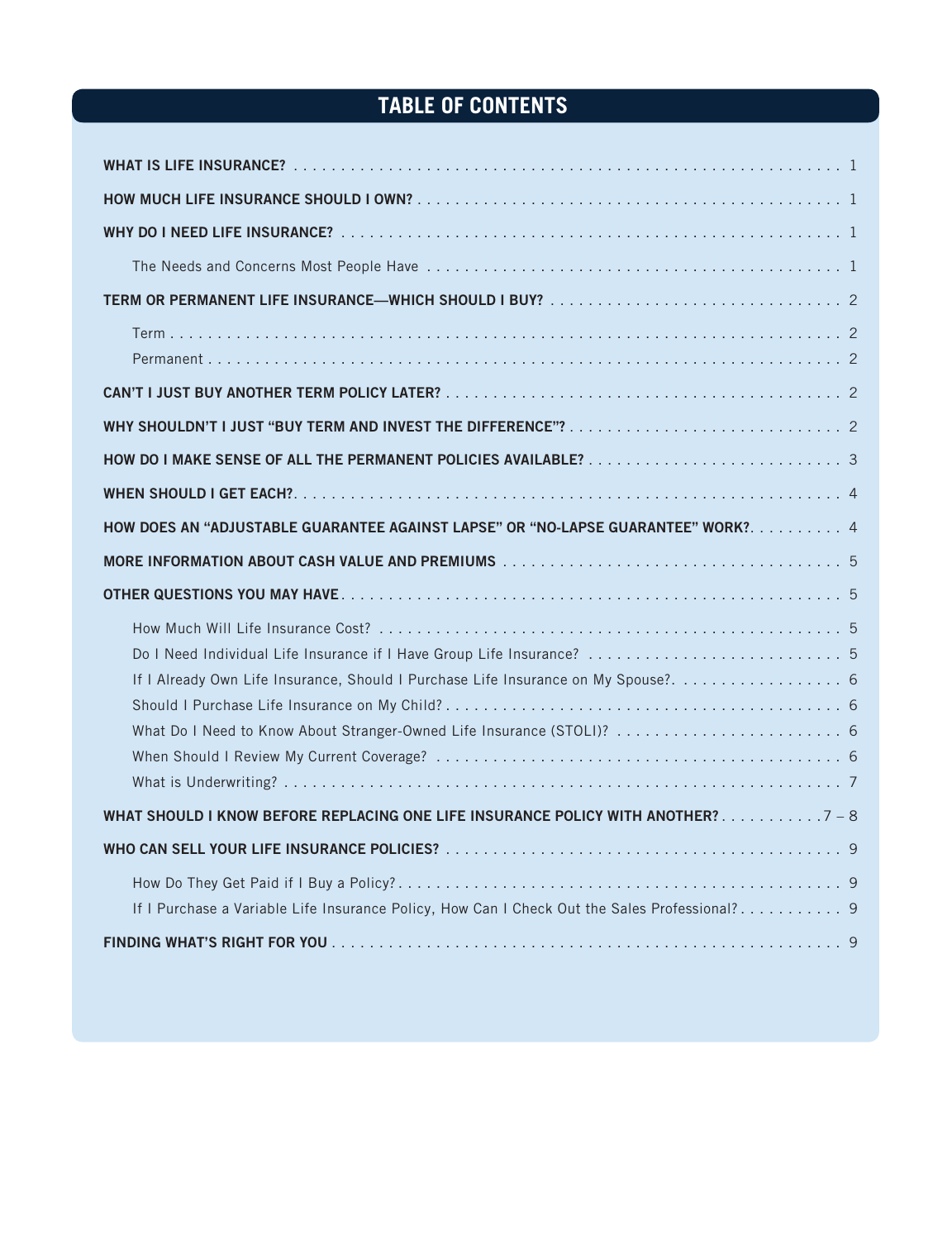# TABLE OF CONTENTS

**WHAT IS LIFE INSURANCE?** . . . . . . . . . . 1

**HOW MUCH LIFE INSURANCE SHOULD I OWN?** . . . . . . . . . . 1

**WHY DO I NEED LIFE INSURANCE?** . . . . . . . . . . 1

- The Needs and Concerns Most People Have . . . . . . . . . . 1

**TERM OR PERMANENT LIFE INSURANCE—WHICH SHOULD I BUY?** . . . . . . . . . . 2

- Term . . . . . . . . . . 2
- Permanent . . . . . . . . . . 2

**CAN'T I JUST BUY ANOTHER TERM POLICY LATER?** . . . . . . . . . . 2

**WHY SHOULDN'T I JUST "BUY TERM AND INVEST THE DIFFERENCE"?** . . . . . . . . . . 2

**HOW DO I MAKE SENSE OF ALL THE PERMANENT POLICIES AVAILABLE?** . . . . . . . . . . 3

**WHEN SHOULD I GET EACH?** . . . . . . . . . . 4

**HOW DOES AN "ADJUSTABLE GUARANTEE AGAINST LAPSE" OR "NO-LAPSE GUARANTEE" WORK?** . . . . . . . . . . 4

**MORE INFORMATION ABOUT CASH VALUE AND PREMIUMS** . . . . . . . . . . 5

**OTHER QUESTIONS YOU MAY HAVE** . . . . . . . . . . 5

- How Much Will Life Insurance Cost? . . . . . . . . . . 5
- Do I Need Individual Life Insurance if I Have Group Life Insurance? . . . . . . . . . . 5
- If I Already Own Life Insurance, Should I Purchase Life Insurance on My Spouse? . . . . . . . . . . 6
- Should I Purchase Life Insurance on My Child? . . . . . . . . . . 6
- What Do I Need to Know About Stranger-Owned Life Insurance (STOLI)? . . . . . . . . . . 6
- When Should I Review My Current Coverage? . . . . . . . . . . 6
- What is Underwriting? . . . . . . . . . . 7

**WHAT SHOULD I KNOW BEFORE REPLACING ONE LIFE INSURANCE POLICY WITH ANOTHER?** . . . . . . . . . . 7 – 8

**WHO CAN SELL YOUR LIFE INSURANCE POLICIES?** . . . . . . . . . . 9

- How Do They Get Paid if I Buy a Policy? . . . . . . . . . . 9
- If I Purchase a Variable Life Insurance Policy, How Can I Check Out the Sales Professional? . . . . . . . . . . 9

**FINDING WHAT'S RIGHT FOR YOU** . . . . . . . . . . 9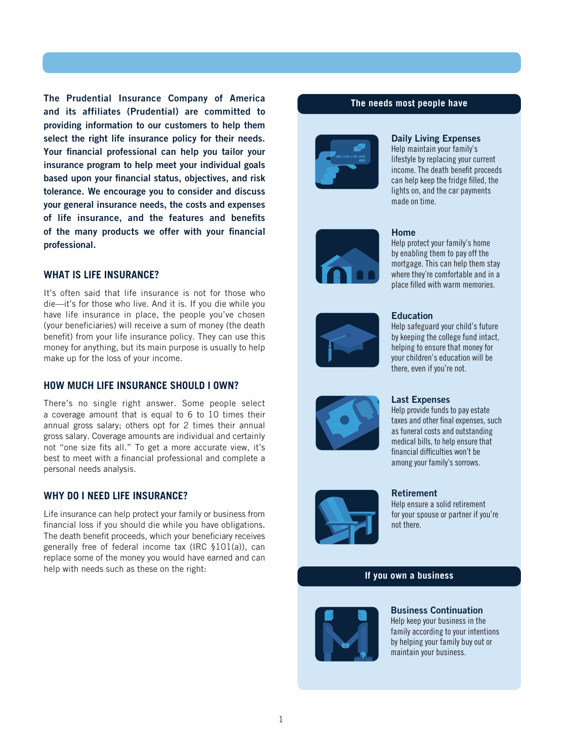**The Prudential Insurance Company of America and its affiliates (Prudential) are committed to providing information to our customers to help them select the right life insurance policy for their needs. Your financial professional can help you tailor your insurance program to help meet your individual goals based upon your financial status, objectives, and risk tolerance. We encourage you to consider and discuss your general insurance needs, the costs and expenses of life insurance, and the features and benefits of the many products we offer with your financial professional.**

## WHAT IS LIFE INSURANCE?

It's often said that life insurance is not for those who die—it's for those who live. And it is. If you die while you have life insurance in place, the people you've chosen (your beneficiaries) will receive a sum of money (the death benefit) from your life insurance policy. They can use this money for anything, but its main purpose is usually to help make up for the loss of your income.

## HOW MUCH LIFE INSURANCE SHOULD I OWN?

There's no single right answer. Some people select a coverage amount that is equal to 6 to 10 times their annual gross salary; others opt for 2 times their annual gross salary. Coverage amounts are individual and certainly not "one size fits all." To get a more accurate view, it's best to meet with a financial professional and complete a personal needs analysis.

## WHY DO I NEED LIFE INSURANCE?

Life insurance can help protect your family or business from financial loss if you should die while you have obligations. The death benefit proceeds, which your beneficiary receives generally free of federal income tax (IRC §101(a)), can replace some of the money you would have earned and can help with needs such as these on the right:

### The needs most people have

**Daily Living Expenses**
Help maintain your family's lifestyle by replacing your current income. The death benefit proceeds can help keep the fridge filled, the lights on, and the car payments made on time.

**Home**
Help protect your family's home by enabling them to pay off the mortgage. This can help them stay where they're comfortable and in a place filled with warm memories.

**Education**
Help safeguard your child's future by keeping the college fund intact, helping to ensure that money for your children's education will be there, even if you're not.

**Last Expenses**
Help provide funds to pay estate taxes and other final expenses, such as funeral costs and outstanding medical bills, to help ensure that financial difficulties won't be among your family's sorrows.

**Retirement**
Help ensure a solid retirement for your spouse or partner if you're not there.

### If you own a business

**Business Continuation**
Help keep your business in the family according to your intentions by helping your family buy out or maintain your business.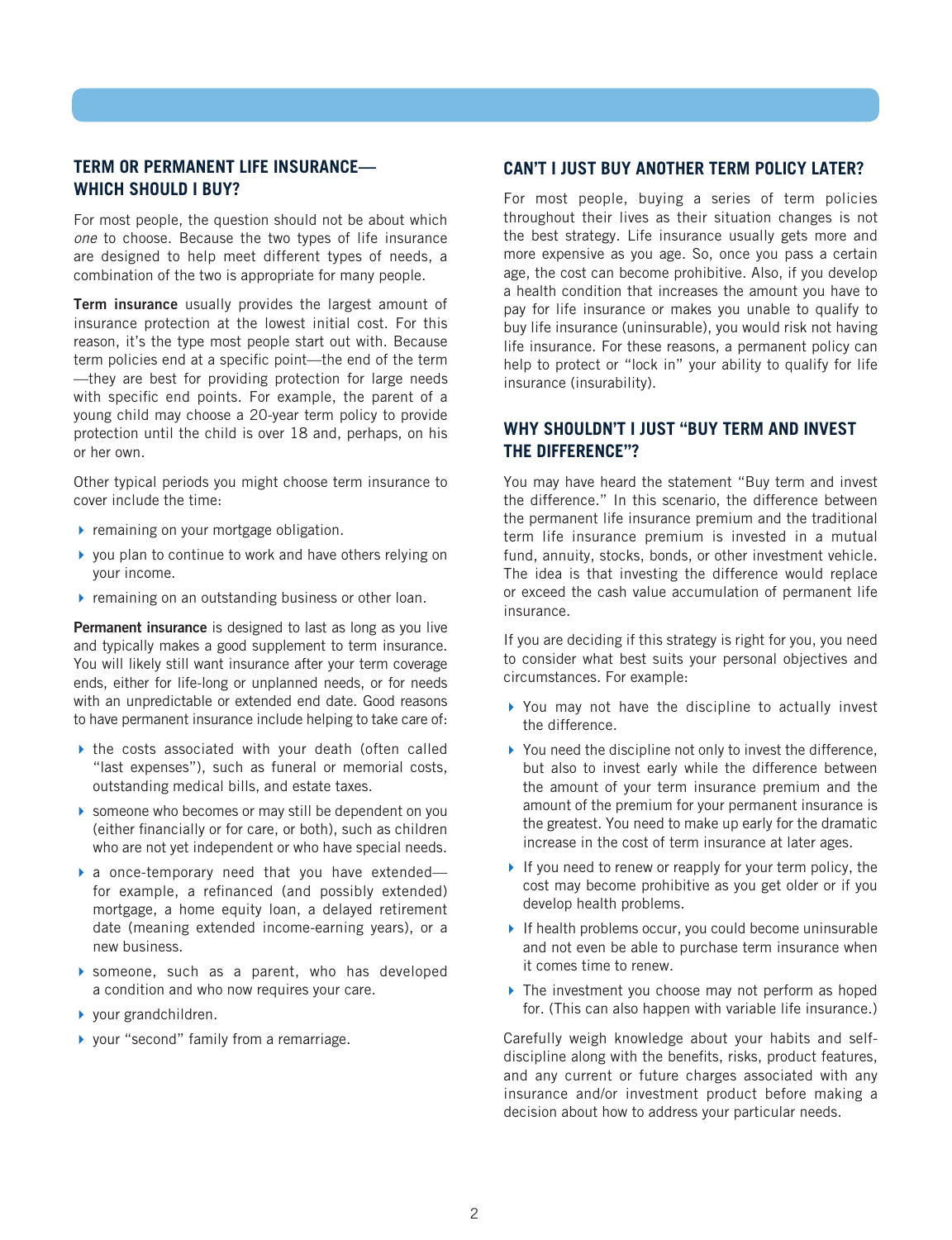## TERM OR PERMANENT LIFE INSURANCE—WHICH SHOULD I BUY?

For most people, the question should not be about which *one* to choose. Because the two types of life insurance are designed to help meet different types of needs, a combination of the two is appropriate for many people.

**Term insurance** usually provides the largest amount of insurance protection at the lowest initial cost. For this reason, it's the type most people start out with. Because term policies end at a specific point—the end of the term—they are best for providing protection for large needs with specific end points. For example, the parent of a young child may choose a 20-year term policy to provide protection until the child is over 18 and, perhaps, on his or her own.

Other typical periods you might choose term insurance to cover include the time:

- remaining on your mortgage obligation.
- you plan to continue to work and have others relying on your income.
- remaining on an outstanding business or other loan.

**Permanent insurance** is designed to last as long as you live and typically makes a good supplement to term insurance. You will likely still want insurance after your term coverage ends, either for life-long or unplanned needs, or for needs with an unpredictable or extended end date. Good reasons to have permanent insurance include helping to take care of:

- the costs associated with your death (often called "last expenses"), such as funeral or memorial costs, outstanding medical bills, and estate taxes.
- someone who becomes or may still be dependent on you (either financially or for care, or both), such as children who are not yet independent or who have special needs.
- a once-temporary need that you have extended—for example, a refinanced (and possibly extended) mortgage, a home equity loan, a delayed retirement date (meaning extended income-earning years), or a new business.
- someone, such as a parent, who has developed a condition and who now requires your care.
- your grandchildren.
- your "second" family from a remarriage.

## CAN'T I JUST BUY ANOTHER TERM POLICY LATER?

For most people, buying a series of term policies throughout their lives as their situation changes is not the best strategy. Life insurance usually gets more and more expensive as you age. So, once you pass a certain age, the cost can become prohibitive. Also, if you develop a health condition that increases the amount you have to pay for life insurance or makes you unable to qualify to buy life insurance (uninsurable), you would risk not having life insurance. For these reasons, a permanent policy can help to protect or "lock in" your ability to qualify for life insurance (insurability).

## WHY SHOULDN'T I JUST "BUY TERM AND INVEST THE DIFFERENCE"?

You may have heard the statement "Buy term and invest the difference." In this scenario, the difference between the permanent life insurance premium and the traditional term life insurance premium is invested in a mutual fund, annuity, stocks, bonds, or other investment vehicle. The idea is that investing the difference would replace or exceed the cash value accumulation of permanent life insurance.

If you are deciding if this strategy is right for you, you need to consider what best suits your personal objectives and circumstances. For example:

- You may not have the discipline to actually invest the difference.
- You need the discipline not only to invest the difference, but also to invest early while the difference between the amount of your term insurance premium and the amount of the premium for your permanent insurance is the greatest. You need to make up early for the dramatic increase in the cost of term insurance at later ages.
- If you need to renew or reapply for your term policy, the cost may become prohibitive as you get older or if you develop health problems.
- If health problems occur, you could become uninsurable and not even be able to purchase term insurance when it comes time to renew.
- The investment you choose may not perform as hoped for. (This can also happen with variable life insurance.)

Carefully weigh knowledge about your habits and self-discipline along with the benefits, risks, product features, and any current or future charges associated with any insurance and/or investment product before making a decision about how to address your particular needs.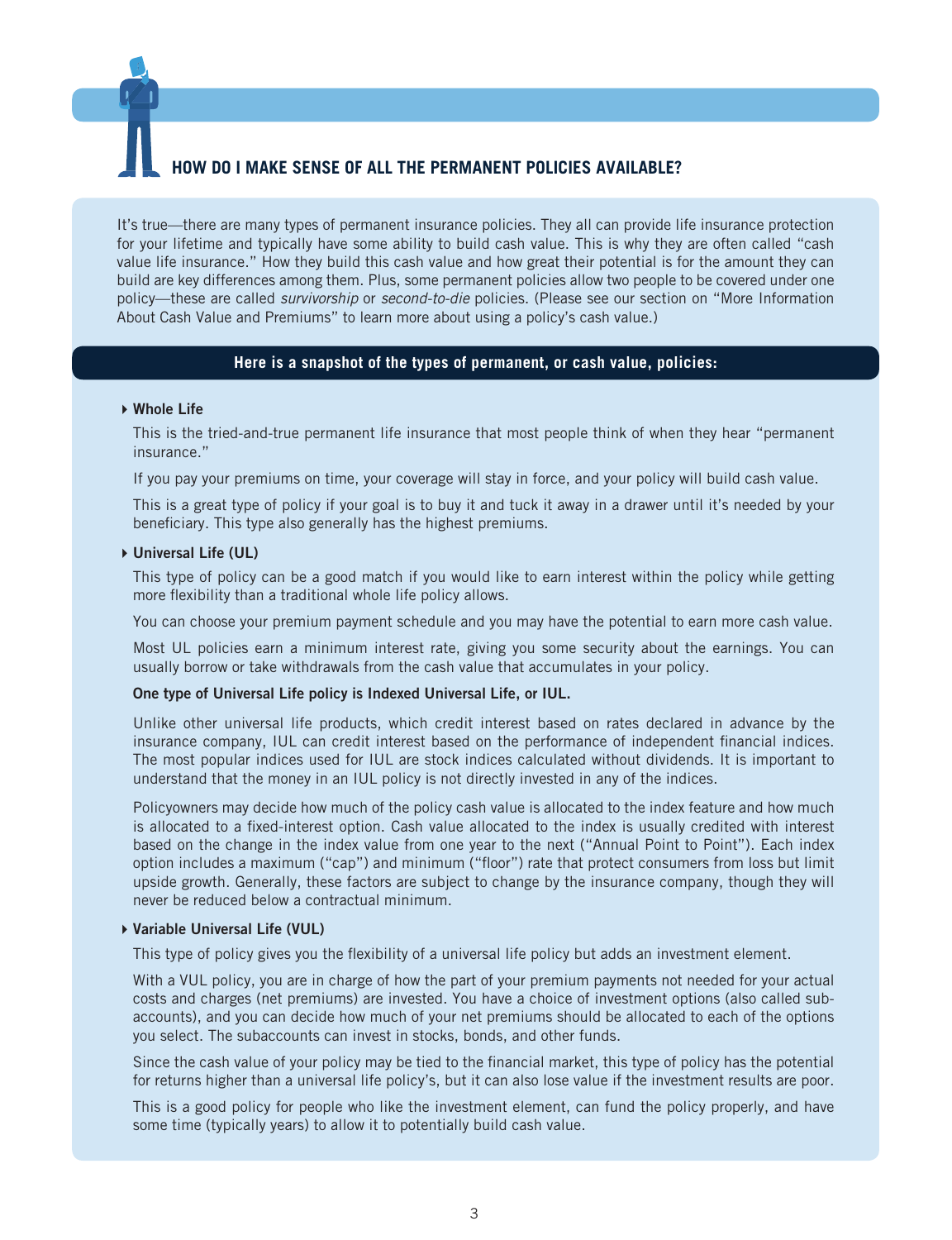## HOW DO I MAKE SENSE OF ALL THE PERMANENT POLICIES AVAILABLE?

It's true—there are many types of permanent insurance policies. They all can provide life insurance protection for your lifetime and typically have some ability to build cash value. This is why they are often called "cash value life insurance." How they build this cash value and how great their potential is for the amount they can build are key differences among them. Plus, some permanent policies allow two people to be covered under one policy—these are called *survivorship* or *second-to-die* policies. (Please see our section on "More Information About Cash Value and Premiums" to learn more about using a policy's cash value.)

**Here is a snapshot of the types of permanent, or cash value, policies:**

- **Whole Life**

  This is the tried-and-true permanent life insurance that most people think of when they hear "permanent insurance."

  If you pay your premiums on time, your coverage will stay in force, and your policy will build cash value.

  This is a great type of policy if your goal is to buy it and tuck it away in a drawer until it's needed by your beneficiary. This type also generally has the highest premiums.

- **Universal Life (UL)**

  This type of policy can be a good match if you would like to earn interest within the policy while getting more flexibility than a traditional whole life policy allows.

  You can choose your premium payment schedule and you may have the potential to earn more cash value.

  Most UL policies earn a minimum interest rate, giving you some security about the earnings. You can usually borrow or take withdrawals from the cash value that accumulates in your policy.

  **One type of Universal Life policy is Indexed Universal Life, or IUL.**

  Unlike other universal life products, which credit interest based on rates declared in advance by the insurance company, IUL can credit interest based on the performance of independent financial indices. The most popular indices used for IUL are stock indices calculated without dividends. It is important to understand that the money in an IUL policy is not directly invested in any of the indices.

  Policyowners may decide how much of the policy cash value is allocated to the index feature and how much is allocated to a fixed-interest option. Cash value allocated to the index is usually credited with interest based on the change in the index value from one year to the next ("Annual Point to Point"). Each index option includes a maximum ("cap") and minimum ("floor") rate that protect consumers from loss but limit upside growth. Generally, these factors are subject to change by the insurance company, though they will never be reduced below a contractual minimum.

- **Variable Universal Life (VUL)**

  This type of policy gives you the flexibility of a universal life policy but adds an investment element.

  With a VUL policy, you are in charge of how the part of your premium payments not needed for your actual costs and charges (net premiums) are invested. You have a choice of investment options (also called subaccounts), and you can decide how much of your net premiums should be allocated to each of the options you select. The subaccounts can invest in stocks, bonds, and other funds.

  Since the cash value of your policy may be tied to the financial market, this type of policy has the potential for returns higher than a universal life policy's, but it can also lose value if the investment results are poor.

  This is a good policy for people who like the investment element, can fund the policy properly, and have some time (typically years) to allow it to potentially build cash value.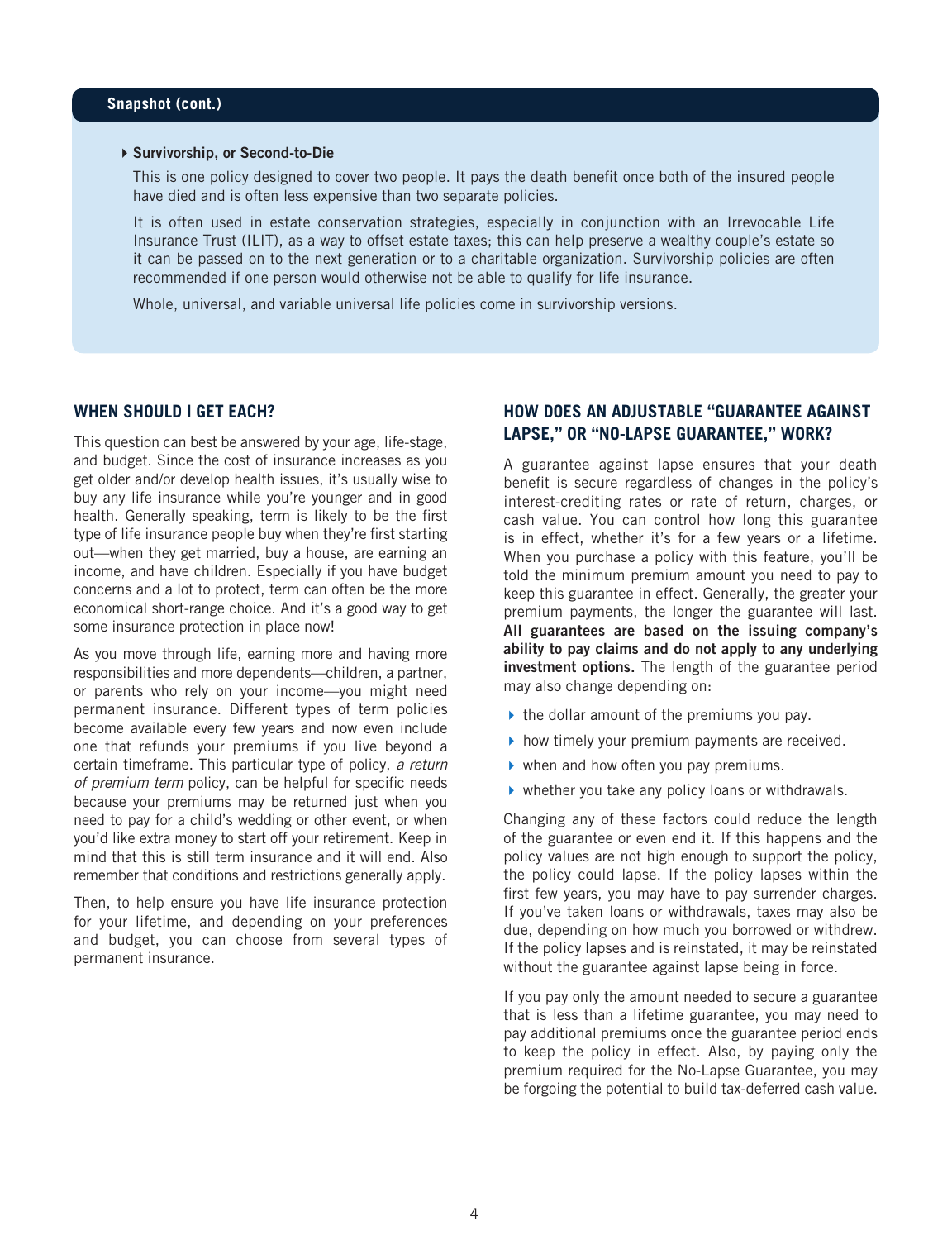**Snapshot (cont.)**

- **Survivorship, or Second-to-Die**

  This is one policy designed to cover two people. It pays the death benefit once both of the insured people have died and is often less expensive than two separate policies.

  It is often used in estate conservation strategies, especially in conjunction with an Irrevocable Life Insurance Trust (ILIT), as a way to offset estate taxes; this can help preserve a wealthy couple's estate so it can be passed on to the next generation or to a charitable organization. Survivorship policies are often recommended if one person would otherwise not be able to qualify for life insurance.

  Whole, universal, and variable universal life policies come in survivorship versions.

## WHEN SHOULD I GET EACH?

This question can best be answered by your age, life-stage, and budget. Since the cost of insurance increases as you get older and/or develop health issues, it's usually wise to buy any life insurance while you're younger and in good health. Generally speaking, term is likely to be the first type of life insurance people buy when they're first starting out—when they get married, buy a house, are earning an income, and have children. Especially if you have budget concerns and a lot to protect, term can often be the more economical short-range choice. And it's a good way to get some insurance protection in place now!

As you move through life, earning more and having more responsibilities and more dependents—children, a partner, or parents who rely on your income—you might need permanent insurance. Different types of term policies become available every few years and now even include one that refunds your premiums if you live beyond a certain timeframe. This particular type of policy, *a return of premium term* policy, can be helpful for specific needs because your premiums may be returned just when you need to pay for a child's wedding or other event, or when you'd like extra money to start off your retirement. Keep in mind that this is still term insurance and it will end. Also remember that conditions and restrictions generally apply.

Then, to help ensure you have life insurance protection for your lifetime, and depending on your preferences and budget, you can choose from several types of permanent insurance.

## HOW DOES AN ADJUSTABLE "GUARANTEE AGAINST LAPSE," OR "NO-LAPSE GUARANTEE," WORK?

A guarantee against lapse ensures that your death benefit is secure regardless of changes in the policy's interest-crediting rates or rate of return, charges, or cash value. You can control how long this guarantee is in effect, whether it's for a few years or a lifetime. When you purchase a policy with this feature, you'll be told the minimum premium amount you need to pay to keep this guarantee in effect. Generally, the greater your premium payments, the longer the guarantee will last. **All guarantees are based on the issuing company's ability to pay claims and do not apply to any underlying investment options.** The length of the guarantee period may also change depending on:

- the dollar amount of the premiums you pay.
- how timely your premium payments are received.
- when and how often you pay premiums.
- whether you take any policy loans or withdrawals.

Changing any of these factors could reduce the length of the guarantee or even end it. If this happens and the policy values are not high enough to support the policy, the policy could lapse. If the policy lapses within the first few years, you may have to pay surrender charges. If you've taken loans or withdrawals, taxes may also be due, depending on how much you borrowed or withdrew. If the policy lapses and is reinstated, it may be reinstated without the guarantee against lapse being in force.

If you pay only the amount needed to secure a guarantee that is less than a lifetime guarantee, you may need to pay additional premiums once the guarantee period ends to keep the policy in effect. Also, by paying only the premium required for the No-Lapse Guarantee, you may be forgoing the potential to build tax-deferred cash value.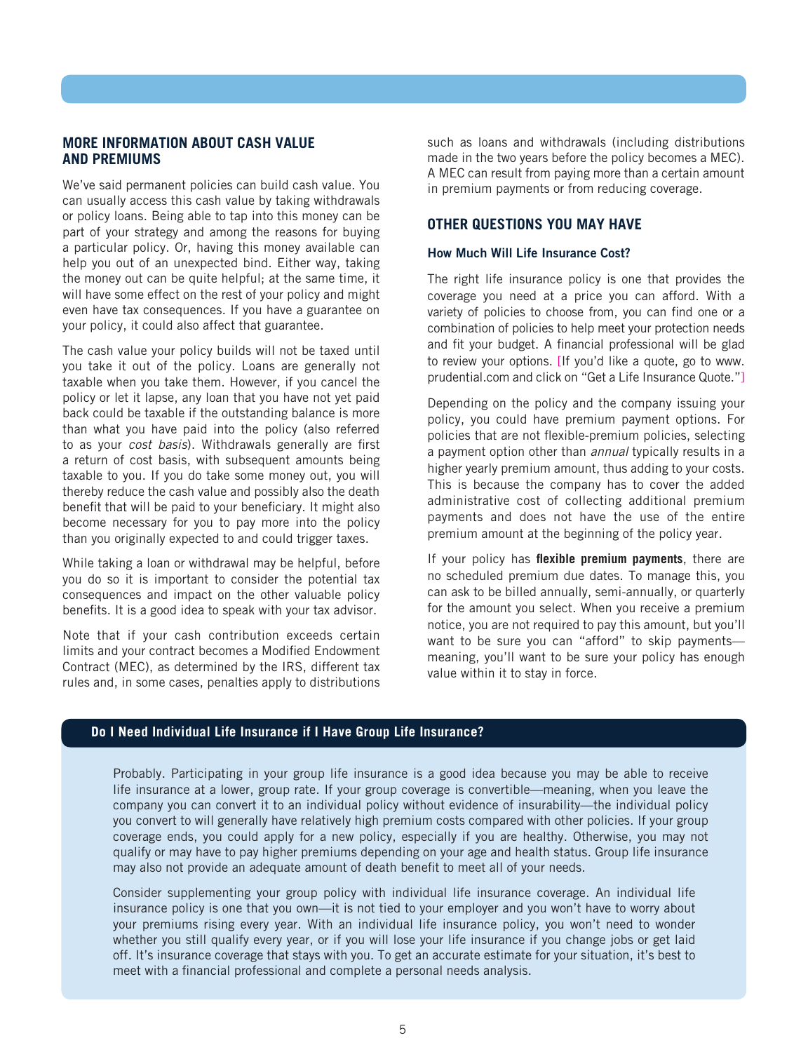## MORE INFORMATION ABOUT CASH VALUE AND PREMIUMS

We've said permanent policies can build cash value. You can usually access this cash value by taking withdrawals or policy loans. Being able to tap into this money can be part of your strategy and among the reasons for buying a particular policy. Or, having this money available can help you out of an unexpected bind. Either way, taking the money out can be quite helpful; at the same time, it will have some effect on the rest of your policy and might even have tax consequences. If you have a guarantee on your policy, it could also affect that guarantee.

The cash value your policy builds will not be taxed until you take it out of the policy. Loans are generally not taxable when you take them. However, if you cancel the policy or let it lapse, any loan that you have not yet paid back could be taxable if the outstanding balance is more than what you have paid into the policy (also referred to as your *cost basis*). Withdrawals generally are first a return of cost basis, with subsequent amounts being taxable to you. If you do take some money out, you will thereby reduce the cash value and possibly also the death benefit that will be paid to your beneficiary. It might also become necessary for you to pay more into the policy than you originally expected to and could trigger taxes.

While taking a loan or withdrawal may be helpful, before you do so it is important to consider the potential tax consequences and impact on the other valuable policy benefits. It is a good idea to speak with your tax advisor.

Note that if your cash contribution exceeds certain limits and your contract becomes a Modified Endowment Contract (MEC), as determined by the IRS, different tax rules and, in some cases, penalties apply to distributions such as loans and withdrawals (including distributions made in the two years before the policy becomes a MEC). A MEC can result from paying more than a certain amount in premium payments or from reducing coverage.

## OTHER QUESTIONS YOU MAY HAVE

### How Much Will Life Insurance Cost?

The right life insurance policy is one that provides the coverage you need at a price you can afford. With a variety of policies to choose from, you can find one or a combination of policies to help meet your protection needs and fit your budget. A financial professional will be glad to review your options. [If you'd like a quote, go to www.prudential.com and click on "Get a Life Insurance Quote."]

Depending on the policy and the company issuing your policy, you could have premium payment options. For policies that are not flexible-premium policies, selecting a payment option other than *annual* typically results in a higher yearly premium amount, thus adding to your costs. This is because the company has to cover the added administrative cost of collecting additional premium payments and does not have the use of the entire premium amount at the beginning of the policy year.

If your policy has **flexible premium payments**, there are no scheduled premium due dates. To manage this, you can ask to be billed annually, semi-annually, or quarterly for the amount you select. When you receive a premium notice, you are not required to pay this amount, but you'll want to be sure you can "afford" to skip payments—meaning, you'll want to be sure your policy has enough value within it to stay in force.

### Do I Need Individual Life Insurance if I Have Group Life Insurance?

Probably. Participating in your group life insurance is a good idea because you may be able to receive life insurance at a lower, group rate. If your group coverage is convertible—meaning, when you leave the company you can convert it to an individual policy without evidence of insurability—the individual policy you convert to will generally have relatively high premium costs compared with other policies. If your group coverage ends, you could apply for a new policy, especially if you are healthy. Otherwise, you may not qualify or may have to pay higher premiums depending on your age and health status. Group life insurance may also not provide an adequate amount of death benefit to meet all of your needs.

Consider supplementing your group policy with individual life insurance coverage. An individual life insurance policy is one that you own—it is not tied to your employer and you won't have to worry about your premiums rising every year. With an individual life insurance policy, you won't need to wonder whether you still qualify every year, or if you will lose your life insurance if you change jobs or get laid off. It's insurance coverage that stays with you. To get an accurate estimate for your situation, it's best to meet with a financial professional and complete a personal needs analysis.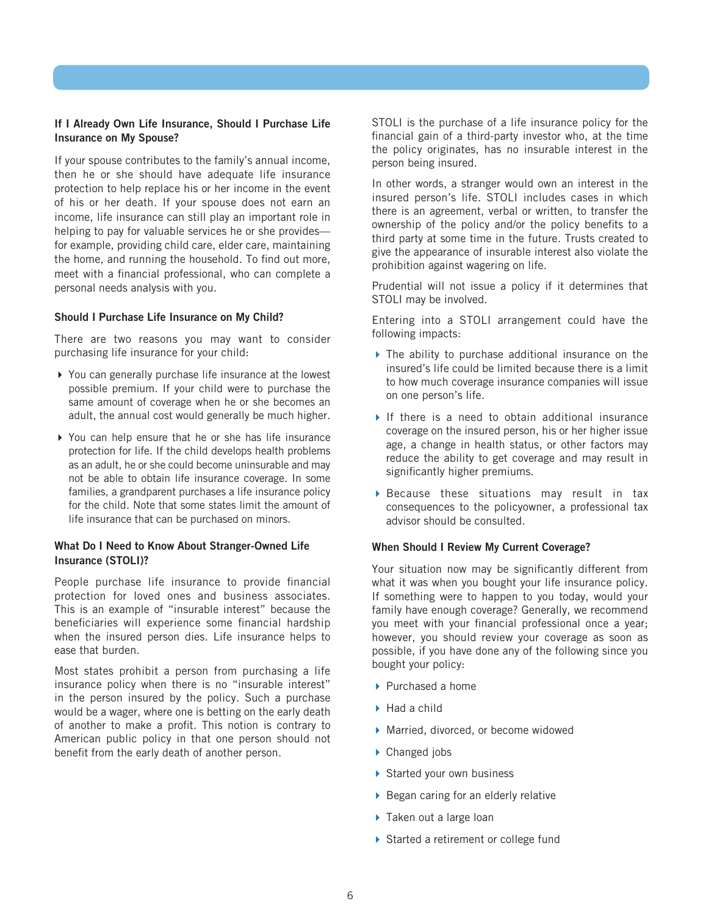### If I Already Own Life Insurance, Should I Purchase Life Insurance on My Spouse?

If your spouse contributes to the family's annual income, then he or she should have adequate life insurance protection to help replace his or her income in the event of his or her death. If your spouse does not earn an income, life insurance can still play an important role in helping to pay for valuable services he or she provides—for example, providing child care, elder care, maintaining the home, and running the household. To find out more, meet with a financial professional, who can complete a personal needs analysis with you.

### Should I Purchase Life Insurance on My Child?

There are two reasons you may want to consider purchasing life insurance for your child:

- You can generally purchase life insurance at the lowest possible premium. If your child were to purchase the same amount of coverage when he or she becomes an adult, the annual cost would generally be much higher.
- You can help ensure that he or she has life insurance protection for life. If the child develops health problems as an adult, he or she could become uninsurable and may not be able to obtain life insurance coverage. In some families, a grandparent purchases a life insurance policy for the child. Note that some states limit the amount of life insurance that can be purchased on minors.

### What Do I Need to Know About Stranger-Owned Life Insurance (STOLI)?

People purchase life insurance to provide financial protection for loved ones and business associates. This is an example of "insurable interest" because the beneficiaries will experience some financial hardship when the insured person dies. Life insurance helps to ease that burden.

Most states prohibit a person from purchasing a life insurance policy when there is no "insurable interest" in the person insured by the policy. Such a purchase would be a wager, where one is betting on the early death of another to make a profit. This notion is contrary to American public policy in that one person should not benefit from the early death of another person.

STOLI is the purchase of a life insurance policy for the financial gain of a third-party investor who, at the time the policy originates, has no insurable interest in the person being insured.

In other words, a stranger would own an interest in the insured person's life. STOLI includes cases in which there is an agreement, verbal or written, to transfer the ownership of the policy and/or the policy benefits to a third party at some time in the future. Trusts created to give the appearance of insurable interest also violate the prohibition against wagering on life.

Prudential will not issue a policy if it determines that STOLI may be involved.

Entering into a STOLI arrangement could have the following impacts:

- The ability to purchase additional insurance on the insured's life could be limited because there is a limit to how much coverage insurance companies will issue on one person's life.
- If there is a need to obtain additional insurance coverage on the insured person, his or her higher issue age, a change in health status, or other factors may reduce the ability to get coverage and may result in significantly higher premiums.
- Because these situations may result in tax consequences to the policyowner, a professional tax advisor should be consulted.

### When Should I Review My Current Coverage?

Your situation now may be significantly different from what it was when you bought your life insurance policy. If something were to happen to you today, would your family have enough coverage? Generally, we recommend you meet with your financial professional once a year; however, you should review your coverage as soon as possible, if you have done any of the following since you bought your policy:

- Purchased a home
- Had a child
- Married, divorced, or become widowed
- Changed jobs
- Started your own business
- Began caring for an elderly relative
- Taken out a large loan
- Started a retirement or college fund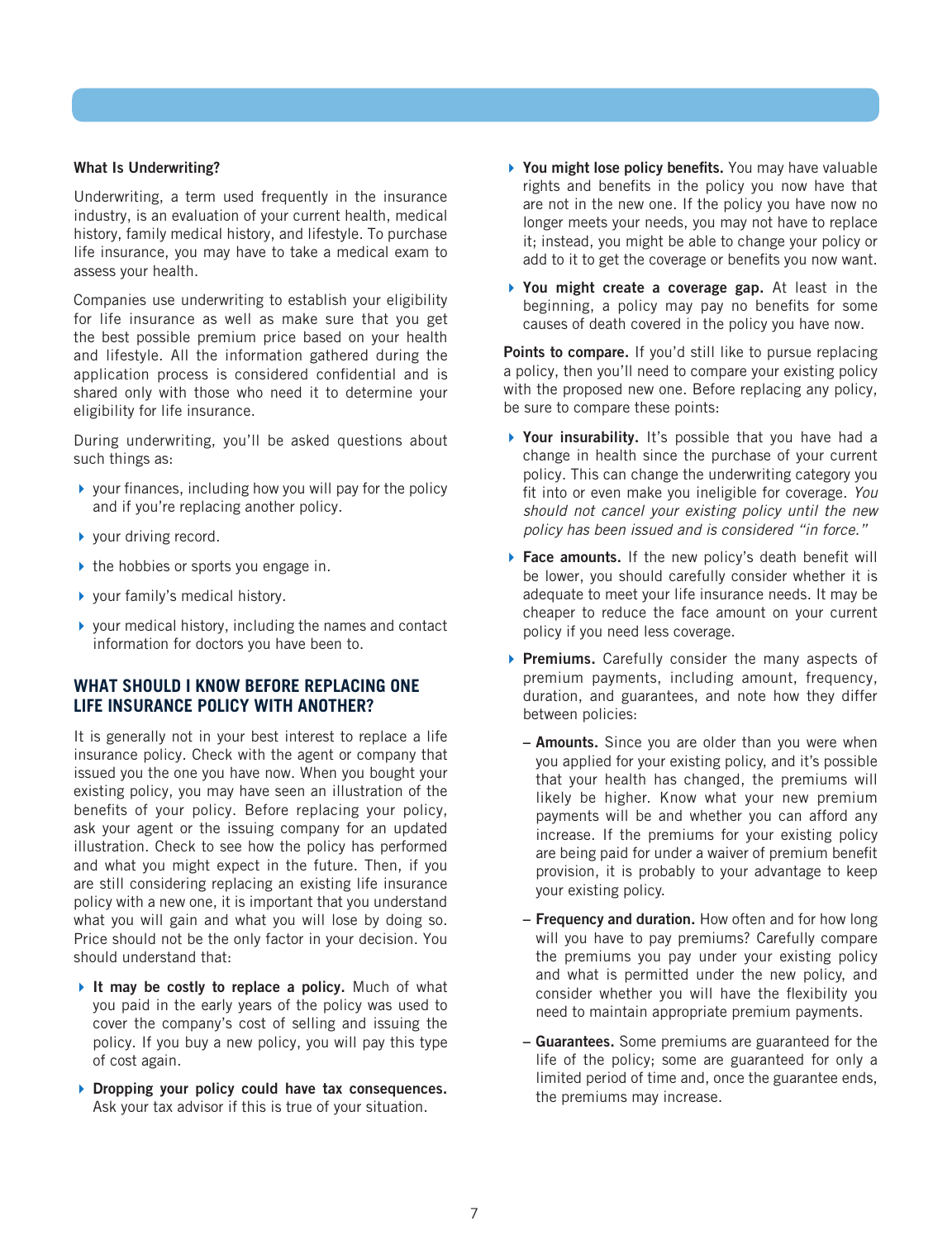### What Is Underwriting?

Underwriting, a term used frequently in the insurance industry, is an evaluation of your current health, medical history, family medical history, and lifestyle. To purchase life insurance, you may have to take a medical exam to assess your health.

Companies use underwriting to establish your eligibility for life insurance as well as make sure that you get the best possible premium price based on your health and lifestyle. All the information gathered during the application process is considered confidential and is shared only with those who need it to determine your eligibility for life insurance.

During underwriting, you'll be asked questions about such things as:

- your finances, including how you will pay for the policy and if you're replacing another policy.
- your driving record.
- the hobbies or sports you engage in.
- your family's medical history.
- your medical history, including the names and contact information for doctors you have been to.

## WHAT SHOULD I KNOW BEFORE REPLACING ONE LIFE INSURANCE POLICY WITH ANOTHER?

It is generally not in your best interest to replace a life insurance policy. Check with the agent or company that issued you the one you have now. When you bought your existing policy, you may have seen an illustration of the benefits of your policy. Before replacing your policy, ask your agent or the issuing company for an updated illustration. Check to see how the policy has performed and what you might expect in the future. Then, if you are still considering replacing an existing life insurance policy with a new one, it is important that you understand what you will gain and what you will lose by doing so. Price should not be the only factor in your decision. You should understand that:

- **It may be costly to replace a policy.** Much of what you paid in the early years of the policy was used to cover the company's cost of selling and issuing the policy. If you buy a new policy, you will pay this type of cost again.
- **Dropping your policy could have tax consequences.** Ask your tax advisor if this is true of your situation.
- **You might lose policy benefits.** You may have valuable rights and benefits in the policy you now have that are not in the new one. If the policy you have now no longer meets your needs, you may not have to replace it; instead, you might be able to change your policy or add to it to get the coverage or benefits you now want.
- **You might create a coverage gap.** At least in the beginning, a policy may pay no benefits for some causes of death covered in the policy you have now.

**Points to compare.** If you'd still like to pursue replacing a policy, then you'll need to compare your existing policy with the proposed new one. Before replacing any policy, be sure to compare these points:

- **Your insurability.** It's possible that you have had a change in health since the purchase of your current policy. This can change the underwriting category you fit into or even make you ineligible for coverage. *You should not cancel your existing policy until the new policy has been issued and is considered "in force."*
- **Face amounts.** If the new policy's death benefit will be lower, you should carefully consider whether it is adequate to meet your life insurance needs. It may be cheaper to reduce the face amount on your current policy if you need less coverage.
- **Premiums.** Carefully consider the many aspects of premium payments, including amount, frequency, duration, and guarantees, and note how they differ between policies:
  - **Amounts.** Since you are older than you were when you applied for your existing policy, and it's possible that your health has changed, the premiums will likely be higher. Know what your new premium payments will be and whether you can afford any increase. If the premiums for your existing policy are being paid for under a waiver of premium benefit provision, it is probably to your advantage to keep your existing policy.
  - **Frequency and duration.** How often and for how long will you have to pay premiums? Carefully compare the premiums you pay under your existing policy and what is permitted under the new policy, and consider whether you will have the flexibility you need to maintain appropriate premium payments.
  - **Guarantees.** Some premiums are guaranteed for the life of the policy; some are guaranteed for only a limited period of time and, once the guarantee ends, the premiums may increase.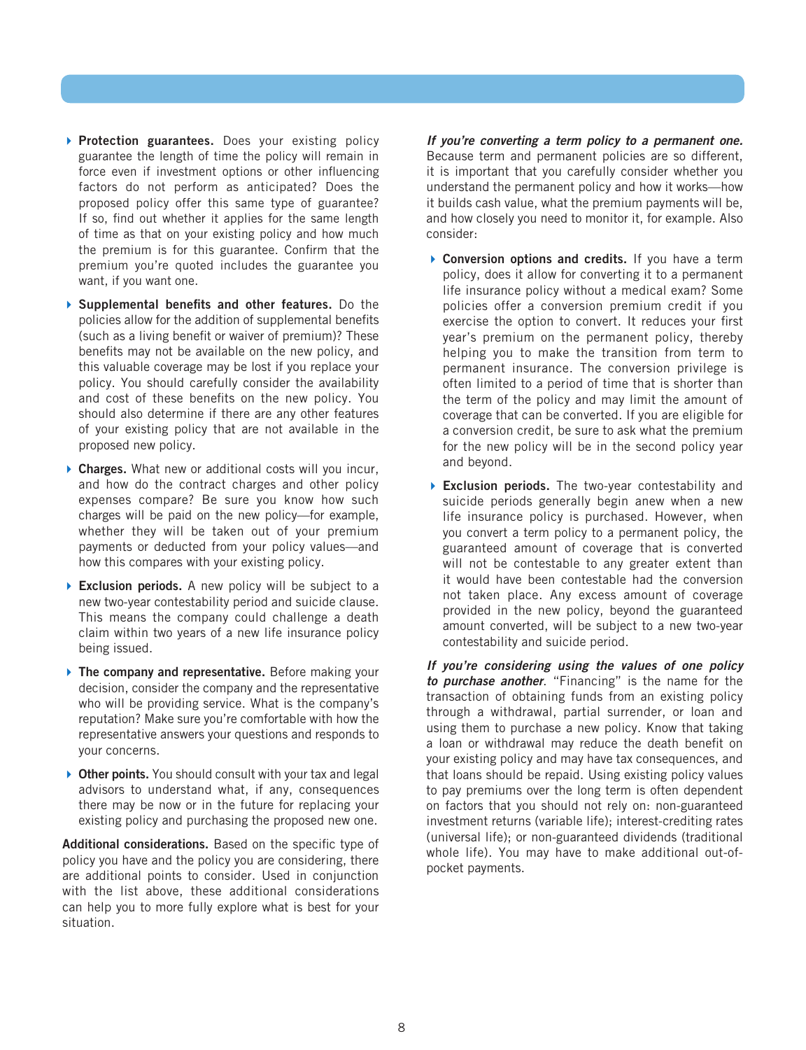- **Protection guarantees.** Does your existing policy guarantee the length of time the policy will remain in force even if investment options or other influencing factors do not perform as anticipated? Does the proposed policy offer this same type of guarantee? If so, find out whether it applies for the same length of time as that on your existing policy and how much the premium is for this guarantee. Confirm that the premium you're quoted includes the guarantee you want, if you want one.
- **Supplemental benefits and other features.** Do the policies allow for the addition of supplemental benefits (such as a living benefit or waiver of premium)? These benefits may not be available on the new policy, and this valuable coverage may be lost if you replace your policy. You should carefully consider the availability and cost of these benefits on the new policy. You should also determine if there are any other features of your existing policy that are not available in the proposed new policy.
- **Charges.** What new or additional costs will you incur, and how do the contract charges and other policy expenses compare? Be sure you know how such charges will be paid on the new policy—for example, whether they will be taken out of your premium payments or deducted from your policy values—and how this compares with your existing policy.
- **Exclusion periods.** A new policy will be subject to a new two-year contestability period and suicide clause. This means the company could challenge a death claim within two years of a new life insurance policy being issued.
- **The company and representative.** Before making your decision, consider the company and the representative who will be providing service. What is the company's reputation? Make sure you're comfortable with how the representative answers your questions and responds to your concerns.
- **Other points.** You should consult with your tax and legal advisors to understand what, if any, consequences there may be now or in the future for replacing your existing policy and purchasing the proposed new one.

**Additional considerations.** Based on the specific type of policy you have and the policy you are considering, there are additional points to consider. Used in conjunction with the list above, these additional considerations can help you to more fully explore what is best for your situation.

***If you're converting a term policy to a permanent one.*** Because term and permanent policies are so different, it is important that you carefully consider whether you understand the permanent policy and how it works—how it builds cash value, what the premium payments will be, and how closely you need to monitor it, for example. Also consider:

- **Conversion options and credits.** If you have a term policy, does it allow for converting it to a permanent life insurance policy without a medical exam? Some policies offer a conversion premium credit if you exercise the option to convert. It reduces your first year's premium on the permanent policy, thereby helping you to make the transition from term to permanent insurance. The conversion privilege is often limited to a period of time that is shorter than the term of the policy and may limit the amount of coverage that can be converted. If you are eligible for a conversion credit, be sure to ask what the premium for the new policy will be in the second policy year and beyond.
- **Exclusion periods.** The two-year contestability and suicide periods generally begin anew when a new life insurance policy is purchased. However, when you convert a term policy to a permanent policy, the guaranteed amount of coverage that is converted will not be contestable to any greater extent than it would have been contestable had the conversion not taken place. Any excess amount of coverage provided in the new policy, beyond the guaranteed amount converted, will be subject to a new two-year contestability and suicide period.

***If you're considering using the values of one policy to purchase another***. "Financing" is the name for the transaction of obtaining funds from an existing policy through a withdrawal, partial surrender, or loan and using them to purchase a new policy. Know that taking a loan or withdrawal may reduce the death benefit on your existing policy and may have tax consequences, and that loans should be repaid. Using existing policy values to pay premiums over the long term is often dependent on factors that you should not rely on: non-guaranteed investment returns (variable life); interest-crediting rates (universal life); or non-guaranteed dividends (traditional whole life). You may have to make additional out-of-pocket payments.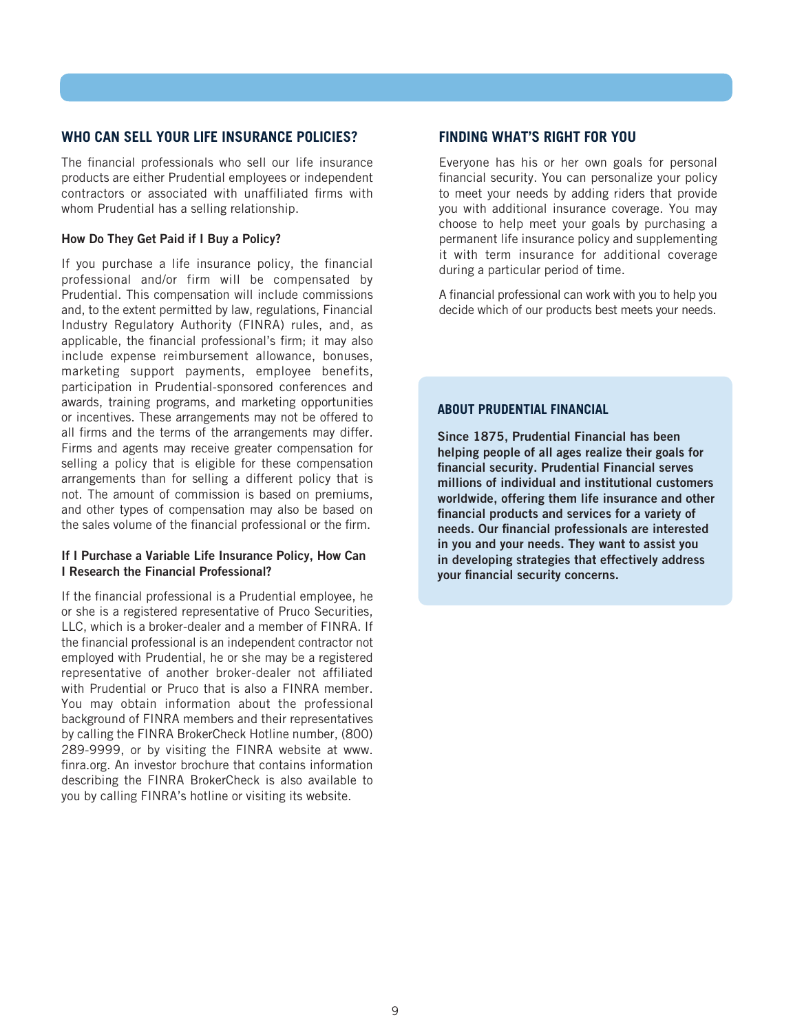## WHO CAN SELL YOUR LIFE INSURANCE POLICIES?

The financial professionals who sell our life insurance products are either Prudential employees or independent contractors or associated with unaffiliated firms with whom Prudential has a selling relationship.

### How Do They Get Paid if I Buy a Policy?

If you purchase a life insurance policy, the financial professional and/or firm will be compensated by Prudential. This compensation will include commissions and, to the extent permitted by law, regulations, Financial Industry Regulatory Authority (FINRA) rules, and, as applicable, the financial professional's firm; it may also include expense reimbursement allowance, bonuses, marketing support payments, employee benefits, participation in Prudential-sponsored conferences and awards, training programs, and marketing opportunities or incentives. These arrangements may not be offered to all firms and the terms of the arrangements may differ. Firms and agents may receive greater compensation for selling a policy that is eligible for these compensation arrangements than for selling a different policy that is not. The amount of commission is based on premiums, and other types of compensation may also be based on the sales volume of the financial professional or the firm.

### If I Purchase a Variable Life Insurance Policy, How Can I Research the Financial Professional?

If the financial professional is a Prudential employee, he or she is a registered representative of Pruco Securities, LLC, which is a broker-dealer and a member of FINRA. If the financial professional is an independent contractor not employed with Prudential, he or she may be a registered representative of another broker-dealer not affiliated with Prudential or Pruco that is also a FINRA member. You may obtain information about the professional background of FINRA members and their representatives by calling the FINRA BrokerCheck Hotline number, (800) 289-9999, or by visiting the FINRA website at www.finra.org. An investor brochure that contains information describing the FINRA BrokerCheck is also available to you by calling FINRA's hotline or visiting its website.

## FINDING WHAT'S RIGHT FOR YOU

Everyone has his or her own goals for personal financial security. You can personalize your policy to meet your needs by adding riders that provide you with additional insurance coverage. You may choose to help meet your goals by purchasing a permanent life insurance policy and supplementing it with term insurance for additional coverage during a particular period of time.

A financial professional can work with you to help you decide which of our products best meets your needs.

## ABOUT PRUDENTIAL FINANCIAL

**Since 1875, Prudential Financial has been helping people of all ages realize their goals for financial security. Prudential Financial serves millions of individual and institutional customers worldwide, offering them life insurance and other financial products and services for a variety of needs. Our financial professionals are interested in you and your needs. They want to assist you in developing strategies that effectively address your financial security concerns.**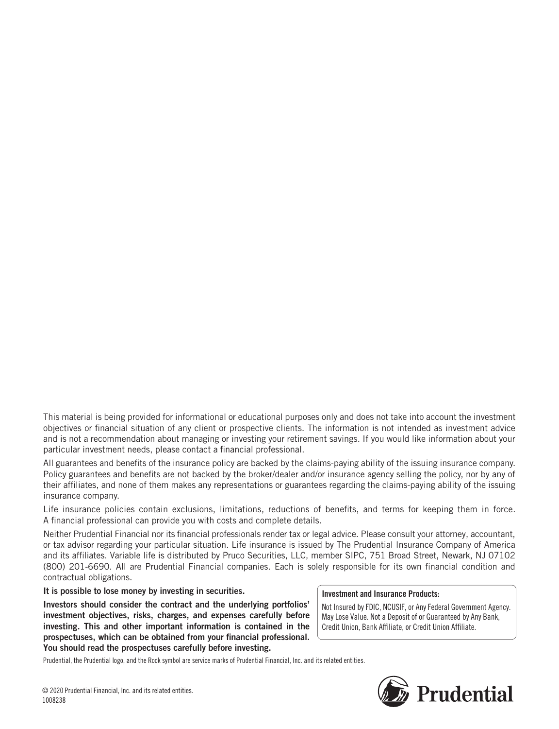This material is being provided for informational or educational purposes only and does not take into account the investment objectives or financial situation of any client or prospective clients. The information is not intended as investment advice and is not a recommendation about managing or investing your retirement savings. If you would like information about your particular investment needs, please contact a financial professional.

All guarantees and benefits of the insurance policy are backed by the claims-paying ability of the issuing insurance company. Policy guarantees and benefits are not backed by the broker/dealer and/or insurance agency selling the policy, nor by any of their affiliates, and none of them makes any representations or guarantees regarding the claims-paying ability of the issuing insurance company.

Life insurance policies contain exclusions, limitations, reductions of benefits, and terms for keeping them in force. A financial professional can provide you with costs and complete details.

Neither Prudential Financial nor its financial professionals render tax or legal advice. Please consult your attorney, accountant, or tax advisor regarding your particular situation. Life insurance is issued by The Prudential Insurance Company of America and its affiliates. Variable life is distributed by Pruco Securities, LLC, member SIPC, 751 Broad Street, Newark, NJ 07102 (800) 201-6690. All are Prudential Financial companies. Each is solely responsible for its own financial condition and contractual obligations.

**It is possible to lose money by investing in securities.**

**Investors should consider the contract and the underlying portfolios' investment objectives, risks, charges, and expenses carefully before investing. This and other important information is contained in the prospectuses, which can be obtained from your financial professional. You should read the prospectuses carefully before investing.**

**Investment and Insurance Products:**

Not Insured by FDIC, NCUSIF, or Any Federal Government Agency. May Lose Value. Not a Deposit of or Guaranteed by Any Bank, Credit Union, Bank Affiliate, or Credit Union Affiliate.

Prudential, the Prudential logo, and the Rock symbol are service marks of Prudential Financial, Inc. and its related entities.

© 2020 Prudential Financial, Inc. and its related entities.
1008238

Prudential